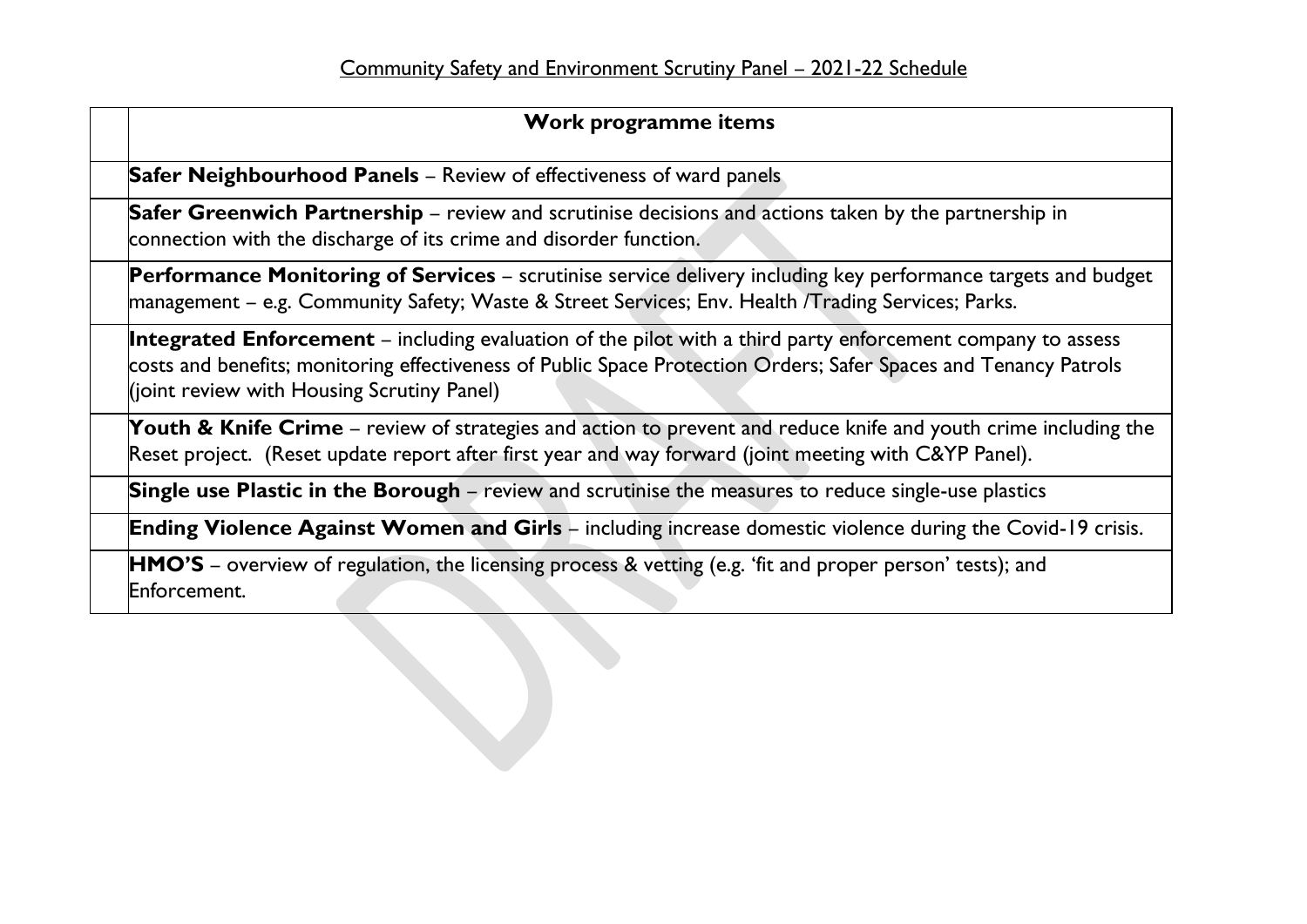Community Safety and Environment Scrutiny Panel – 2021-22 Schedule

| | **Work programme items** |
|---|---|
| | **Safer Neighbourhood Panels** – Review of effectiveness of ward panels |
| | **Safer Greenwich Partnership** – review and scrutinise decisions and actions taken by the partnership in connection with the discharge of its crime and disorder function. |
| | **Performance Monitoring of Services** – scrutinise service delivery including key performance targets and budget management – e.g. Community Safety; Waste & Street Services; Env. Health /Trading Services; Parks. |
| | **Integrated Enforcement** – including evaluation of the pilot with a third party enforcement company to assess costs and benefits; monitoring effectiveness of Public Space Protection Orders; Safer Spaces and Tenancy Patrols (joint review with Housing Scrutiny Panel) |
| | **Youth & Knife Crime** – review of strategies and action to prevent and reduce knife and youth crime including the Reset project. (Reset update report after first year and way forward (joint meeting with C&YP Panel). |
| | **Single use Plastic in the Borough** – review and scrutinise the measures to reduce single-use plastics |
| | **Ending Violence Against Women and Girls** – including increase domestic violence during the Covid-19 crisis. |
| | **HMO'S** – overview of regulation, the licensing process & vetting (e.g. 'fit and proper person' tests); and Enforcement. |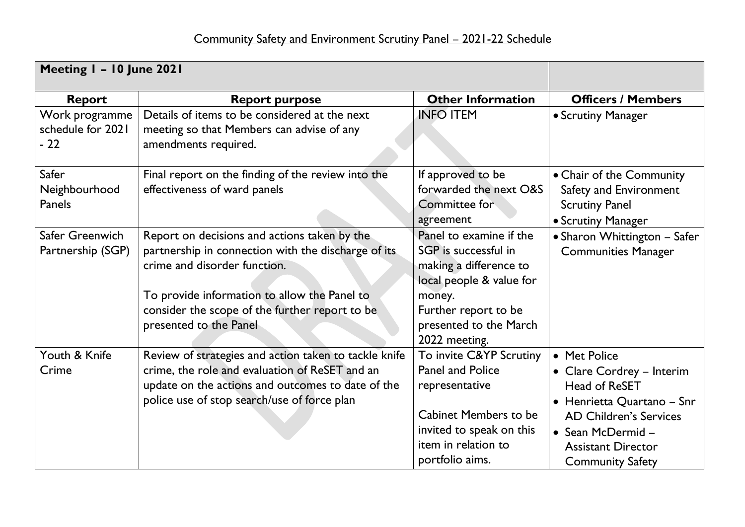Community Safety and Environment Scrutiny Panel – 2021-22 Schedule

| Meeting 1 – 10 June 2021 | | | |
|---|---|---|---|
| **Report** | **Report purpose** | **Other Information** | **Officers / Members** |
| Work programme schedule for 2021 - 22 | Details of items to be considered at the next meeting so that Members can advise of any amendments required. | INFO ITEM | • Scrutiny Manager |
| Safer Neighbourhood Panels | Final report on the finding of the review into the effectiveness of ward panels | If approved to be forwarded the next O&S Committee for agreement | • Chair of the Community Safety and Environment Scrutiny Panel<br>• Scrutiny Manager |
| Safer Greenwich Partnership (SGP) | Report on decisions and actions taken by the partnership in connection with the discharge of its crime and disorder function.<br><br>To provide information to allow the Panel to consider the scope of the further report to be presented to the Panel | Panel to examine if the SGP is successful in making a difference to local people & value for money.<br>Further report to be presented to the March 2022 meeting. | • Sharon Whittington – Safer Communities Manager |
| Youth & Knife Crime | Review of strategies and action taken to tackle knife crime, the role and evaluation of ReSET and an update on the actions and outcomes to date of the police use of stop search/use of force plan | To invite C&YP Scrutiny Panel and Police representative<br><br>Cabinet Members to be invited to speak on this item in relation to portfolio aims. | • Met Police<br>• Clare Cordrey – Interim Head of ReSET<br>• Henrietta Quartano – Snr AD Children's Services<br>• Sean McDermid – Assistant Director Community Safety |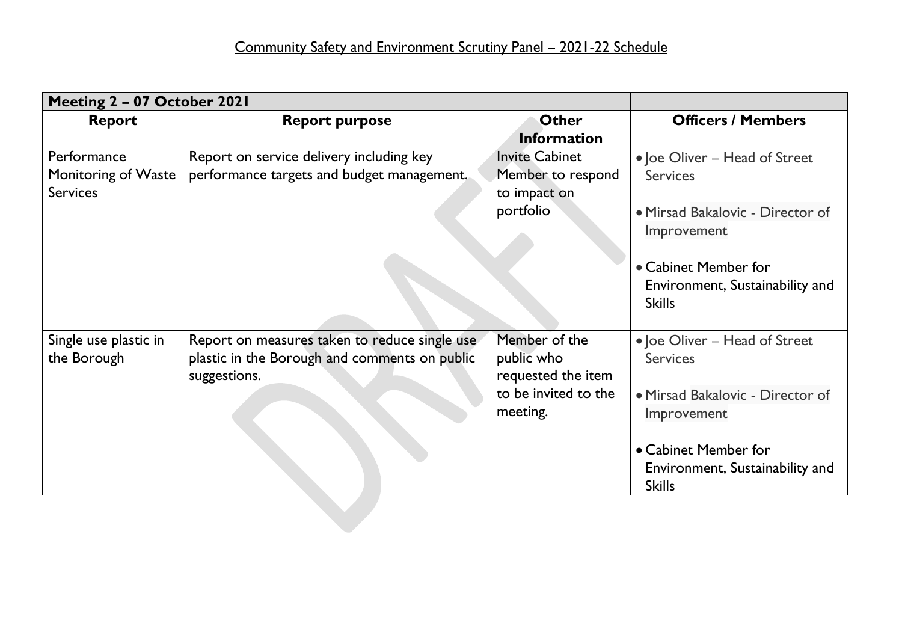# Community Safety and Environment Scrutiny Panel – 2021-22 Schedule

| Meeting 2 – 07 October 2021 | | | |
|---|---|---|---|
| **Report** | **Report purpose** | **Other Information** | **Officers / Members** |
| Performance Monitoring of Waste Services | Report on service delivery including key performance targets and budget management. | Invite Cabinet Member to respond to impact on portfolio | • Joe Oliver – Head of Street Services<br><br>• Mirsad Bakalovic - Director of Improvement<br><br>• Cabinet Member for Environment, Sustainability and Skills |
| Single use plastic in the Borough | Report on measures taken to reduce single use plastic in the Borough and comments on public suggestions. | Member of the public who requested the item to be invited to the meeting. | • Joe Oliver – Head of Street Services<br><br>• Mirsad Bakalovic - Director of Improvement<br><br>• Cabinet Member for Environment, Sustainability and Skills |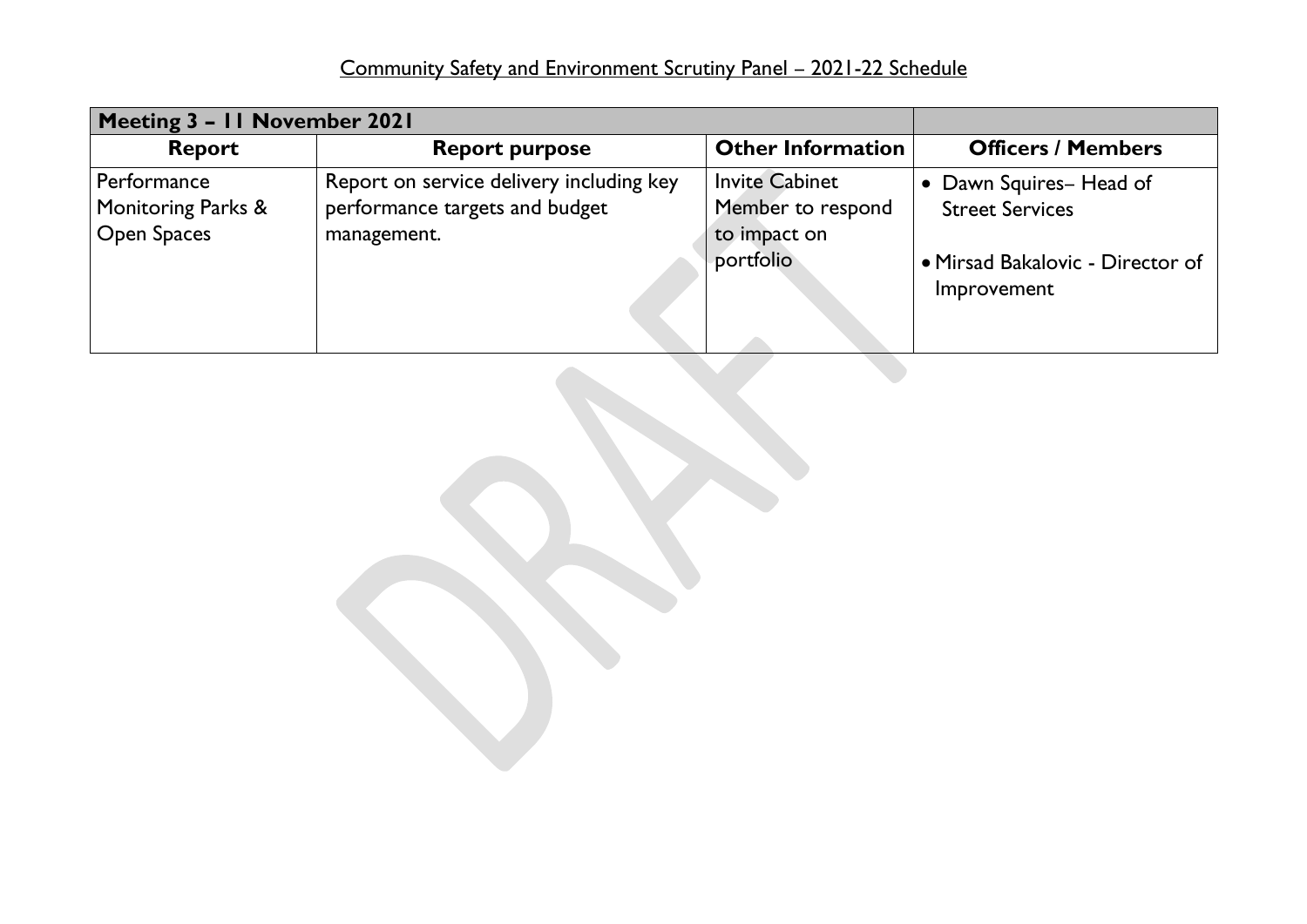Community Safety and Environment Scrutiny Panel – 2021-22 Schedule

| Meeting 3 – 11 November 2021 | | | |
|---|---|---|---|
| **Report** | **Report purpose** | **Other Information** | **Officers / Members** |
| Performance Monitoring Parks & Open Spaces | Report on service delivery including key performance targets and budget management. | Invite Cabinet Member to respond to impact on portfolio | • Dawn Squires– Head of Street Services<br>• Mirsad Bakalovic - Director of Improvement |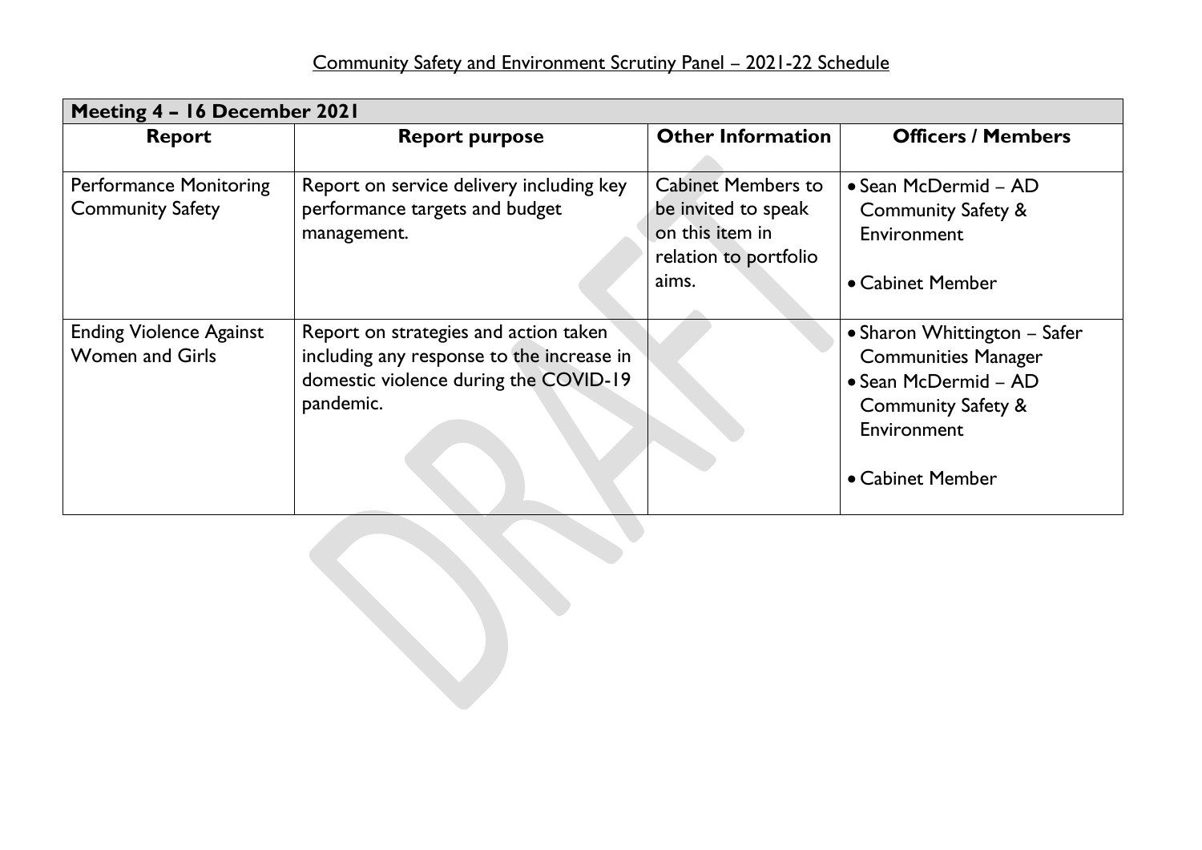Community Safety and Environment Scrutiny Panel – 2021-22 Schedule

| Meeting 4 – 16 December 2021 | | | |
|---|---|---|---|
| **Report** | **Report purpose** | **Other Information** | **Officers / Members** |
| Performance Monitoring Community Safety | Report on service delivery including key performance targets and budget management. | Cabinet Members to be invited to speak on this item in relation to portfolio aims. | • Sean McDermid – AD Community Safety & Environment<br><br>• Cabinet Member |
| Ending Violence Against Women and Girls | Report on strategies and action taken including any response to the increase in domestic violence during the COVID-19 pandemic. | | • Sharon Whittington – Safer Communities Manager<br>• Sean McDermid – AD Community Safety & Environment<br><br>• Cabinet Member |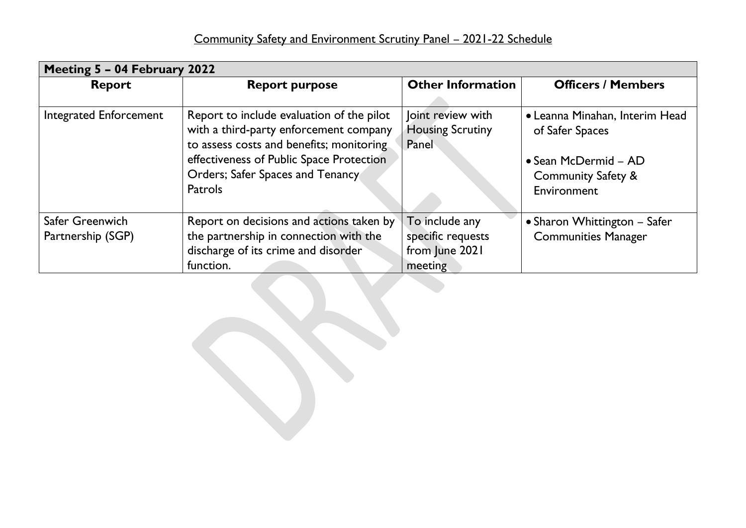Community Safety and Environment Scrutiny Panel – 2021-22 Schedule

| Meeting 5 – 04 February 2022 | | | |
|---|---|---|---|
| **Report** | **Report purpose** | **Other Information** | **Officers / Members** |
| Integrated Enforcement | Report to include evaluation of the pilot with a third-party enforcement company to assess costs and benefits; monitoring effectiveness of Public Space Protection Orders; Safer Spaces and Tenancy Patrols | Joint review with Housing Scrutiny Panel | • Leanna Minahan, Interim Head of Safer Spaces<br>• Sean McDermid – AD Community Safety & Environment |
| Safer Greenwich Partnership (SGP) | Report on decisions and actions taken by the partnership in connection with the discharge of its crime and disorder function. | To include any specific requests from June 2021 meeting | • Sharon Whittington – Safer Communities Manager |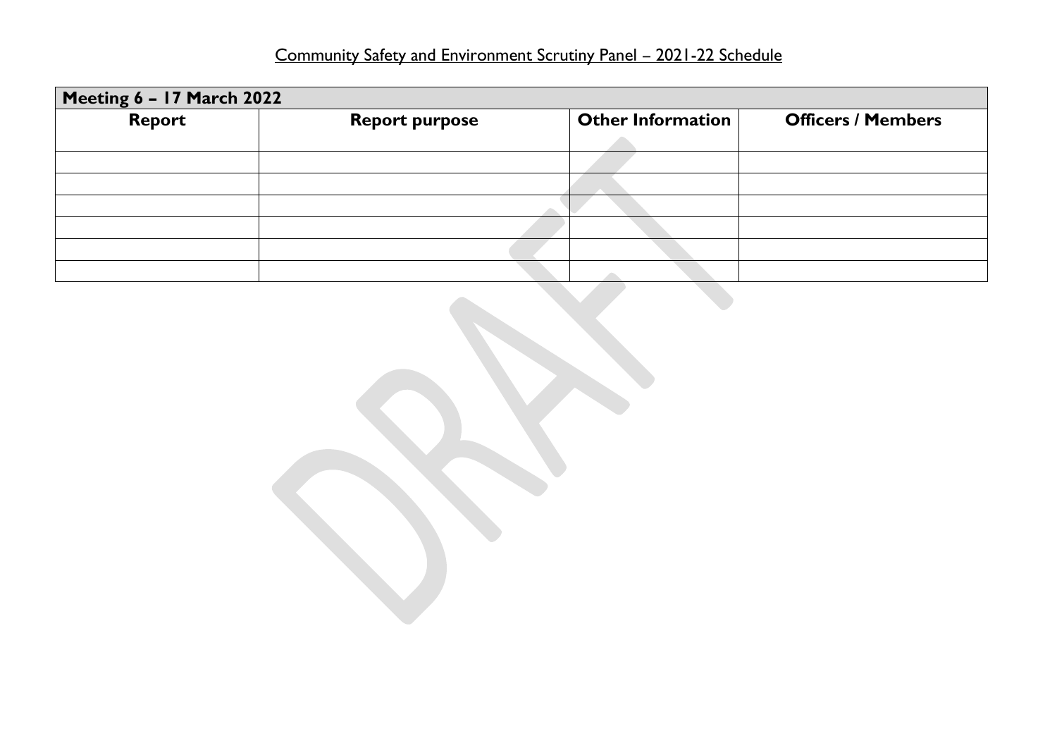Community Safety and Environment Scrutiny Panel – 2021-22 Schedule

| **Meeting 6 – 17 March 2022** | | | |
|---|---|---|---|
| **Report** | **Report purpose** | **Other Information** | **Officers / Members** |
| | | | |
| | | | |
| | | | |
| | | | |
| | | | |
| | | | |

DRAFT